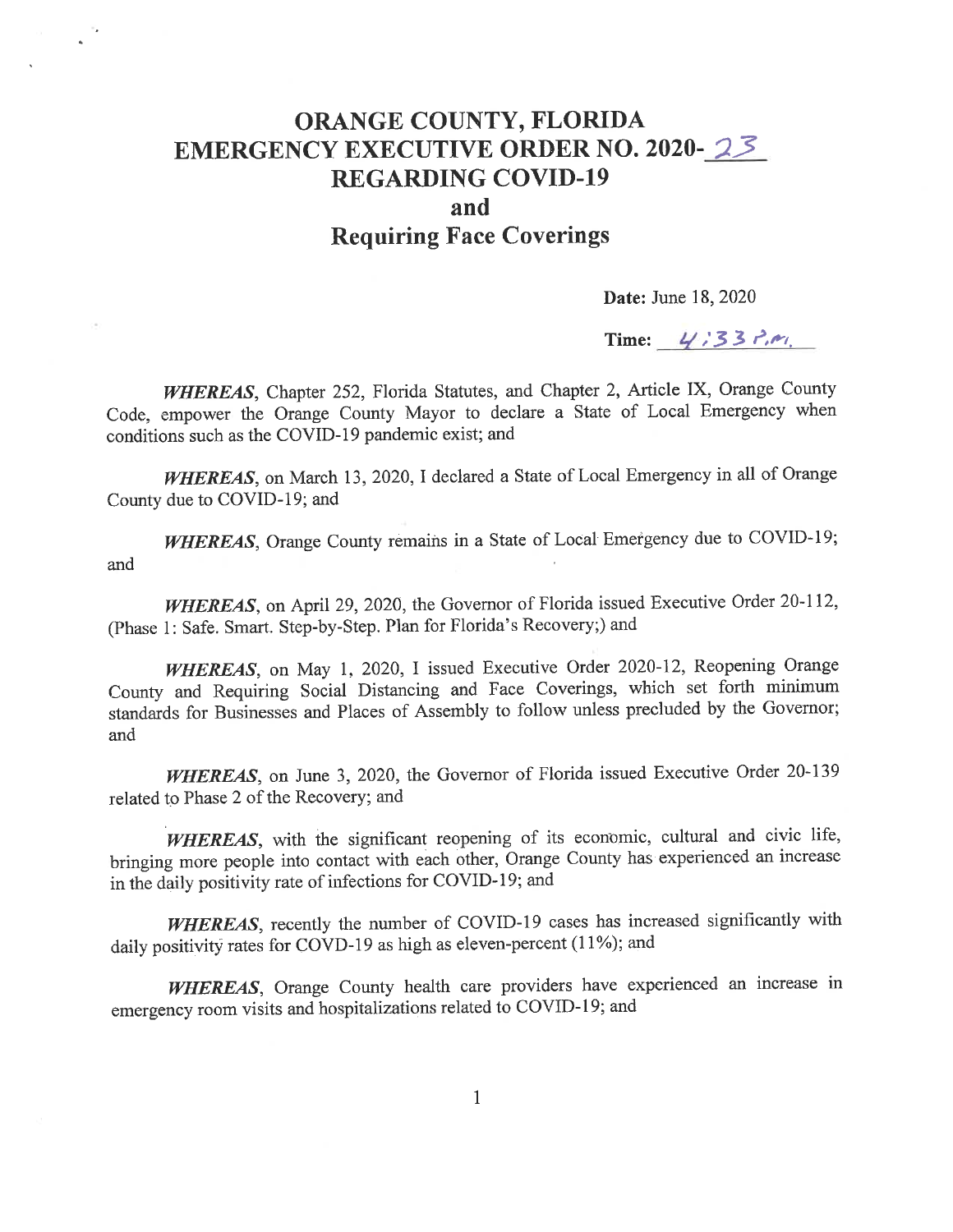# ORANGE COUNTY, FLORIDA
# EMERGENCY EXECUTIVE ORDER NO. 2020-23
# REGARDING COVID-19
# and
# Requiring Face Coverings

**Date:** June 18, 2020

**Time:** 4:33 P.M.

***WHEREAS***, Chapter 252, Florida Statutes, and Chapter 2, Article IX, Orange County Code, empower the Orange County Mayor to declare a State of Local Emergency when conditions such as the COVID-19 pandemic exist; and

***WHEREAS***, on March 13, 2020, I declared a State of Local Emergency in all of Orange County due to COVID-19; and

***WHEREAS***, Orange County remains in a State of Local Emergency due to COVID-19; and

***WHEREAS***, on April 29, 2020, the Governor of Florida issued Executive Order 20-112, (Phase 1: Safe. Smart. Step-by-Step. Plan for Florida's Recovery;) and

***WHEREAS***, on May 1, 2020, I issued Executive Order 2020-12, Reopening Orange County and Requiring Social Distancing and Face Coverings, which set forth minimum standards for Businesses and Places of Assembly to follow unless precluded by the Governor; and

***WHEREAS***, on June 3, 2020, the Governor of Florida issued Executive Order 20-139 related to Phase 2 of the Recovery; and

***WHEREAS***, with the significant reopening of its economic, cultural and civic life, bringing more people into contact with each other, Orange County has experienced an increase in the daily positivity rate of infections for COVID-19; and

***WHEREAS***, recently the number of COVID-19 cases has increased significantly with daily positivity rates for COVD-19 as high as eleven-percent (11%); and

***WHEREAS***, Orange County health care providers have experienced an increase in emergency room visits and hospitalizations related to COVID-19; and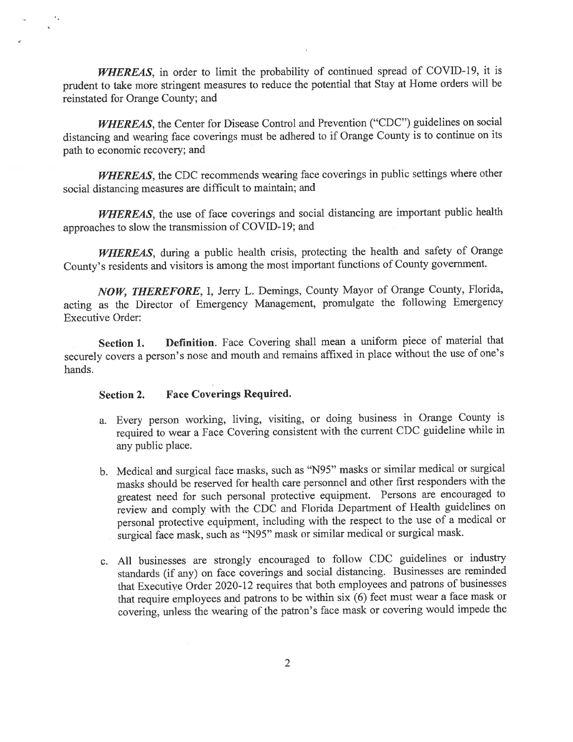*WHEREAS*, in order to limit the probability of continued spread of COVID-19, it is prudent to take more stringent measures to reduce the potential that Stay at Home orders will be reinstated for Orange County; and

*WHEREAS*, the Center for Disease Control and Prevention ("CDC") guidelines on social distancing and wearing face coverings must be adhered to if Orange County is to continue on its path to economic recovery; and

*WHEREAS*, the CDC recommends wearing face coverings in public settings where other social distancing measures are difficult to maintain; and

*WHEREAS*, the use of face coverings and social distancing are important public health approaches to slow the transmission of COVID-19; and

*WHEREAS*, during a public health crisis, protecting the health and safety of Orange County's residents and visitors is among the most important functions of County government.

*NOW, THEREFORE*, I, Jerry L. Demings, County Mayor of Orange County, Florida, acting as the Director of Emergency Management, promulgate the following Emergency Executive Order:

**Section 1. Definition**. Face Covering shall mean a uniform piece of material that securely covers a person's nose and mouth and remains affixed in place without the use of one's hands.

**Section 2. Face Coverings Required.**

a. Every person working, living, visiting, or doing business in Orange County is required to wear a Face Covering consistent with the current CDC guideline while in any public place.

b. Medical and surgical face masks, such as "N95" masks or similar medical or surgical masks should be reserved for health care personnel and other first responders with the greatest need for such personal protective equipment. Persons are encouraged to review and comply with the CDC and Florida Department of Health guidelines on personal protective equipment, including with the respect to the use of a medical or surgical face mask, such as "N95" mask or similar medical or surgical mask.

c. All businesses are strongly encouraged to follow CDC guidelines or industry standards (if any) on face coverings and social distancing. Businesses are reminded that Executive Order 2020-12 requires that both employees and patrons of businesses that require employees and patrons to be within six (6) feet must wear a face mask or covering, unless the wearing of the patron's face mask or covering would impede the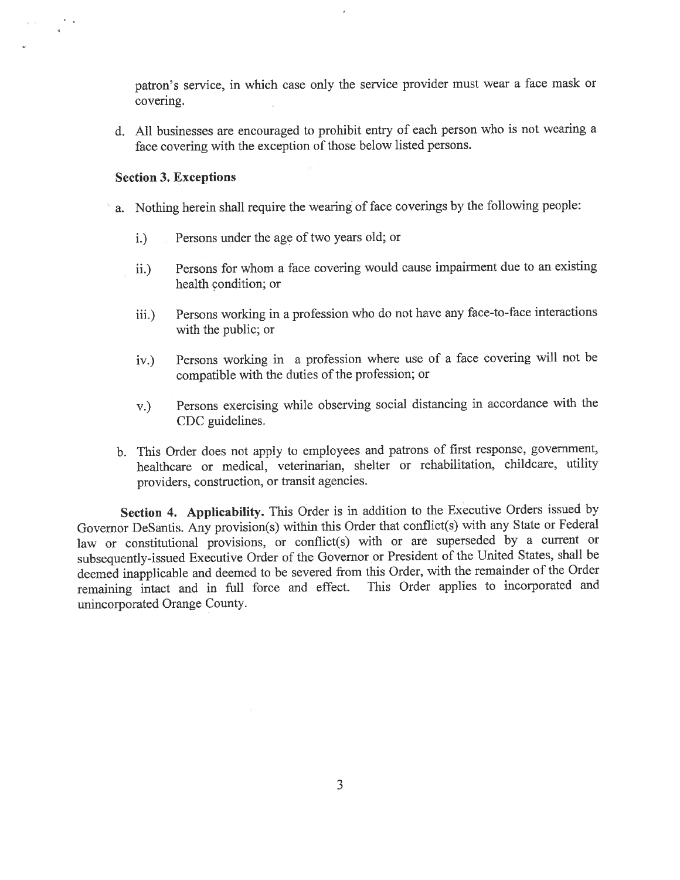patron's service, in which case only the service provider must wear a face mask or covering.

d. All businesses are encouraged to prohibit entry of each person who is not wearing a face covering with the exception of those below listed persons.

**Section 3. Exceptions**

a. Nothing herein shall require the wearing of face coverings by the following people:

   i.) Persons under the age of two years old; or

   ii.) Persons for whom a face covering would cause impairment due to an existing health condition; or

   iii.) Persons working in a profession who do not have any face-to-face interactions with the public; or

   iv.) Persons working in a profession where use of a face covering will not be compatible with the duties of the profession; or

   v.) Persons exercising while observing social distancing in accordance with the CDC guidelines.

b. This Order does not apply to employees and patrons of first response, government, healthcare or medical, veterinarian, shelter or rehabilitation, childcare, utility providers, construction, or transit agencies.

**Section 4. Applicability.** This Order is in addition to the Executive Orders issued by Governor DeSantis. Any provision(s) within this Order that conflict(s) with any State or Federal law or constitutional provisions, or conflict(s) with or are superseded by a current or subsequently-issued Executive Order of the Governor or President of the United States, shall be deemed inapplicable and deemed to be severed from this Order, with the remainder of the Order remaining intact and in full force and effect. This Order applies to incorporated and unincorporated Orange County.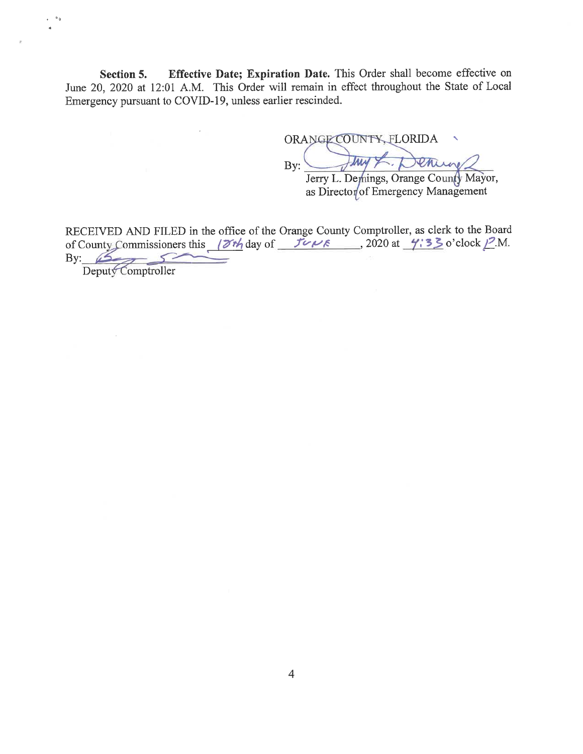**Section 5. Effective Date; Expiration Date.** This Order shall become effective on June 20, 2020 at 12:01 A.M. This Order will remain in effect throughout the State of Local Emergency pursuant to COVID-19, unless earlier rescinded.

ORANGE COUNTY, FLORIDA

By: ______________________________
Jerry L. Demings, Orange County Mayor,
as Director of Emergency Management

RECEIVED AND FILED in the office of the Orange County Comptroller, as clerk to the Board of County Commissioners this 18th day of June, 2020 at 4:33 o'clock P.M.

By: ______________________
Deputy Comptroller